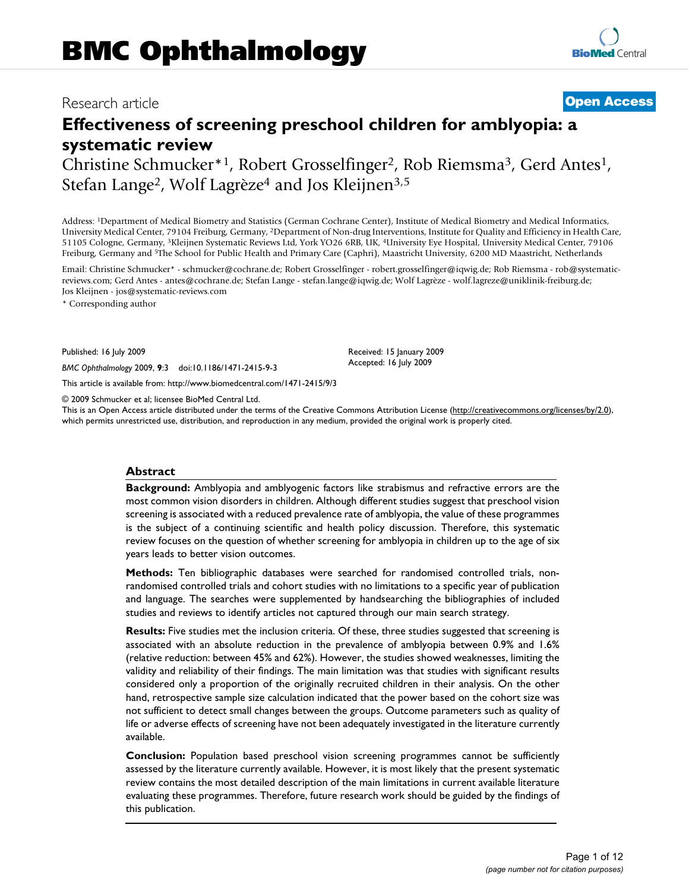# BMC Ophthalmology

Research article

**Open Access**

# Effectiveness of screening preschool children for amblyopia: a systematic review

Christine Schmucker*[1], Robert Grosselfinger[2], Rob Riemsma[3], Gerd Antes[1], Stefan Lange[2], Wolf Lagrèze[4] and Jos Kleijnen[3,5]

Address: [1]Department of Medical Biometry and Statistics (German Cochrane Center), Institute of Medical Biometry and Medical Informatics, University Medical Center, 79104 Freiburg, Germany, [2]Department of Non-drug Interventions, Institute for Quality and Efficiency in Health Care, 51105 Cologne, Germany, [3]Kleijnen Systematic Reviews Ltd, York YO26 6RB, UK, [4]University Eye Hospital, University Medical Center, 79106 Freiburg, Germany and [5]The School for Public Health and Primary Care (Caphri), Maastricht University, 6200 MD Maastricht, Netherlands

Email: Christine Schmucker* - schmucker@cochrane.de; Robert Grosselfinger - robert.grosselfinger@iqwig.de; Rob Riemsma - rob@systematic-reviews.com; Gerd Antes - antes@cochrane.de; Stefan Lange - stefan.lange@iqwig.de; Wolf Lagrèze - wolf.lagreze@uniklinik-freiburg.de; Jos Kleijnen - jos@systematic-reviews.com

* Corresponding author

Published: 16 July 2009

*BMC Ophthalmology* 2009, **9**:3 doi:10.1186/1471-2415-9-3

Received: 15 January 2009
Accepted: 16 July 2009

This article is available from: http://www.biomedcentral.com/1471-2415/9/3

© 2009 Schmucker et al; licensee BioMed Central Ltd.
This is an Open Access article distributed under the terms of the Creative Commons Attribution License (http://creativecommons.org/licenses/by/2.0), which permits unrestricted use, distribution, and reproduction in any medium, provided the original work is properly cited.

## Abstract

**Background:** Amblyopia and amblyogenic factors like strabismus and refractive errors are the most common vision disorders in children. Although different studies suggest that preschool vision screening is associated with a reduced prevalence rate of amblyopia, the value of these programmes is the subject of a continuing scientific and health policy discussion. Therefore, this systematic review focuses on the question of whether screening for amblyopia in children up to the age of six years leads to better vision outcomes.

**Methods:** Ten bibliographic databases were searched for randomised controlled trials, non-randomised controlled trials and cohort studies with no limitations to a specific year of publication and language. The searches were supplemented by handsearching the bibliographies of included studies and reviews to identify articles not captured through our main search strategy.

**Results:** Five studies met the inclusion criteria. Of these, three studies suggested that screening is associated with an absolute reduction in the prevalence of amblyopia between 0.9% and 1.6% (relative reduction: between 45% and 62%). However, the studies showed weaknesses, limiting the validity and reliability of their findings. The main limitation was that studies with significant results considered only a proportion of the originally recruited children in their analysis. On the other hand, retrospective sample size calculation indicated that the power based on the cohort size was not sufficient to detect small changes between the groups. Outcome parameters such as quality of life or adverse effects of screening have not been adequately investigated in the literature currently available.

**Conclusion:** Population based preschool vision screening programmes cannot be sufficiently assessed by the literature currently available. However, it is most likely that the present systematic review contains the most detailed description of the main limitations in current available literature evaluating these programmes. Therefore, future research work should be guided by the findings of this publication.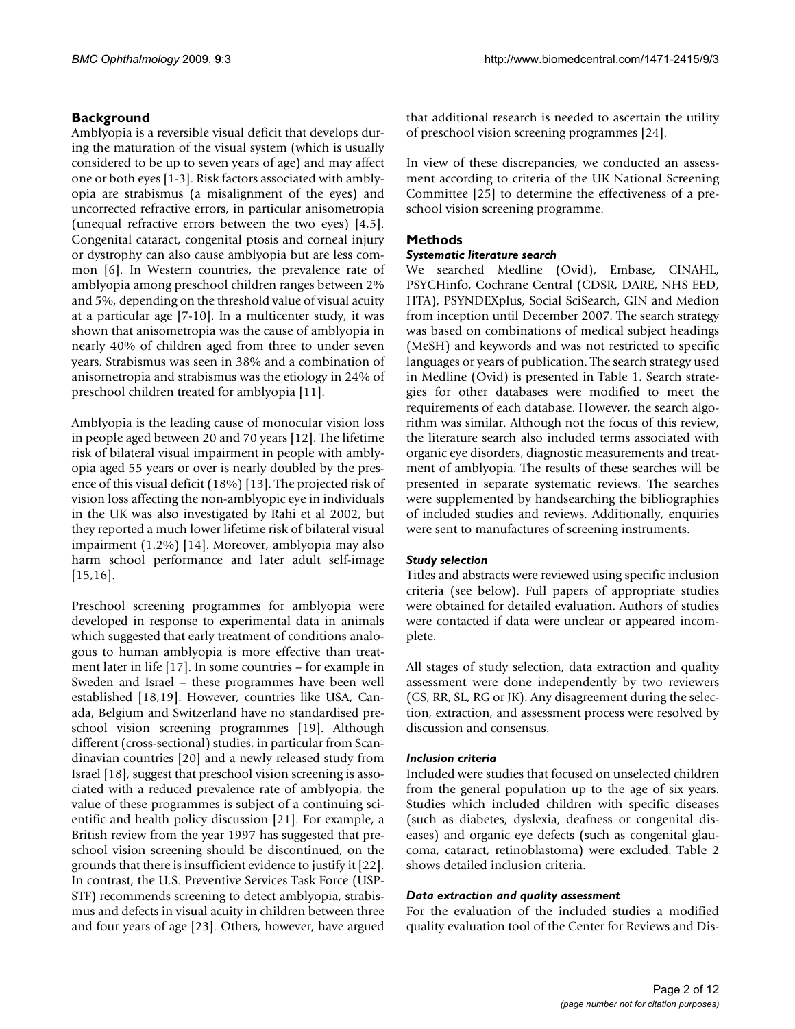## Background

Amblyopia is a reversible visual deficit that develops during the maturation of the visual system (which is usually considered to be up to seven years of age) and may affect one or both eyes [1-3]. Risk factors associated with amblyopia are strabismus (a misalignment of the eyes) and uncorrected refractive errors, in particular anisometropia (unequal refractive errors between the two eyes) [4,5]. Congenital cataract, congenital ptosis and corneal injury or dystrophy can also cause amblyopia but are less common [6]. In Western countries, the prevalence rate of amblyopia among preschool children ranges between 2% and 5%, depending on the threshold value of visual acuity at a particular age [7-10]. In a multicenter study, it was shown that anisometropia was the cause of amblyopia in nearly 40% of children aged from three to under seven years. Strabismus was seen in 38% and a combination of anisometropia and strabismus was the etiology in 24% of preschool children treated for amblyopia [11].

Amblyopia is the leading cause of monocular vision loss in people aged between 20 and 70 years [12]. The lifetime risk of bilateral visual impairment in people with amblyopia aged 55 years or over is nearly doubled by the presence of this visual deficit (18%) [13]. The projected risk of vision loss affecting the non-amblyopic eye in individuals in the UK was also investigated by Rahi et al 2002, but they reported a much lower lifetime risk of bilateral visual impairment (1.2%) [14]. Moreover, amblyopia may also harm school performance and later adult self-image [15,16].

Preschool screening programmes for amblyopia were developed in response to experimental data in animals which suggested that early treatment of conditions analogous to human amblyopia is more effective than treatment later in life [17]. In some countries – for example in Sweden and Israel – these programmes have been well established [18,19]. However, countries like USA, Canada, Belgium and Switzerland have no standardised preschool vision screening programmes [19]. Although different (cross-sectional) studies, in particular from Scandinavian countries [20] and a newly released study from Israel [18], suggest that preschool vision screening is associated with a reduced prevalence rate of amblyopia, the value of these programmes is subject of a continuing scientific and health policy discussion [21]. For example, a British review from the year 1997 has suggested that preschool vision screening should be discontinued, on the grounds that there is insufficient evidence to justify it [22]. In contrast, the U.S. Preventive Services Task Force (USPSTF) recommends screening to detect amblyopia, strabismus and defects in visual acuity in children between three and four years of age [23]. Others, however, have argued that additional research is needed to ascertain the utility of preschool vision screening programmes [24].

In view of these discrepancies, we conducted an assessment according to criteria of the UK National Screening Committee [25] to determine the effectiveness of a preschool vision screening programme.

## Methods

### *Systematic literature search*

We searched Medline (Ovid), Embase, CINAHL, PSYCHinfo, Cochrane Central (CDSR, DARE, NHS EED, HTA), PSYNDEXplus, Social SciSearch, GIN and Medion from inception until December 2007. The search strategy was based on combinations of medical subject headings (MeSH) and keywords and was not restricted to specific languages or years of publication. The search strategy used in Medline (Ovid) is presented in Table 1. Search strategies for other databases were modified to meet the requirements of each database. However, the search algorithm was similar. Although not the focus of this review, the literature search also included terms associated with organic eye disorders, diagnostic measurements and treatment of amblyopia. The results of these searches will be presented in separate systematic reviews. The searches were supplemented by handsearching the bibliographies of included studies and reviews. Additionally, enquiries were sent to manufactures of screening instruments.

### *Study selection*

Titles and abstracts were reviewed using specific inclusion criteria (see below). Full papers of appropriate studies were obtained for detailed evaluation. Authors of studies were contacted if data were unclear or appeared incomplete.

All stages of study selection, data extraction and quality assessment were done independently by two reviewers (CS, RR, SL, RG or JK). Any disagreement during the selection, extraction, and assessment process were resolved by discussion and consensus.

### *Inclusion criteria*

Included were studies that focused on unselected children from the general population up to the age of six years. Studies which included children with specific diseases (such as diabetes, dyslexia, deafness or congenital diseases) and organic eye defects (such as congenital glaucoma, cataract, retinoblastoma) were excluded. Table 2 shows detailed inclusion criteria.

### *Data extraction and quality assessment*

For the evaluation of the included studies a modified quality evaluation tool of the Center for Reviews and Dis-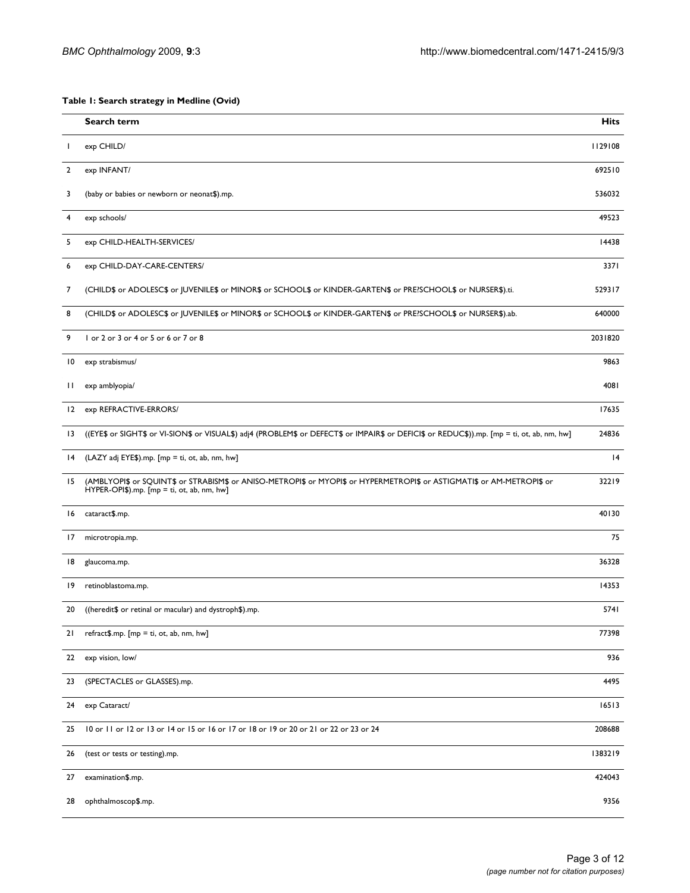**Table 1: Search strategy in Medline (Ovid)**

| | Search term | Hits |
|---|---|---|
| 1 | exp CHILD/ | 1129108 |
| 2 | exp INFANT/ | 692510 |
| 3 | (baby or babies or newborn or neonat$).mp. | 536032 |
| 4 | exp schools/ | 49523 |
| 5 | exp CHILD-HEALTH-SERVICES/ | 14438 |
| 6 | exp CHILD-DAY-CARE-CENTERS/ | 3371 |
| 7 | (CHILD$ or ADOLESC$ or JUVENILE$ or MINOR$ or SCHOOL$ or KINDER-GARTEN$ or PRE?SCHOOL$ or NURSER$).ti. | 529317 |
| 8 | (CHILD$ or ADOLESC$ or JUVENILE$ or MINOR$ or SCHOOL$ or KINDER-GARTEN$ or PRE?SCHOOL$ or NURSER$).ab. | 640000 |
| 9 | 1 or 2 or 3 or 4 or 5 or 6 or 7 or 8 | 2031820 |
| 10 | exp strabismus/ | 9863 |
| 11 | exp amblyopia/ | 4081 |
| 12 | exp REFRACTIVE-ERRORS/ | 17635 |
| 13 | ((EYE$ or SIGHT$ or VI-SION$ or VISUAL$) adj4 (PROBLEM$ or DEFECT$ or IMPAIR$ or DEFICI$ or REDUC$)).mp. [mp = ti, ot, ab, nm, hw] | 24836 |
| 14 | (LAZY adj EYE$).mp. [mp = ti, ot, ab, nm, hw] | 14 |
| 15 | (AMBLYOPI$ or SQUINT$ or STRABISM$ or ANISO-METROPI$ or MYOPI$ or HYPERMETROPI$ or ASTIGMATI$ or AM-METROPI$ or HYPER-OPI$).mp. [mp = ti, ot, ab, nm, hw] | 32219 |
| 16 | cataract$.mp. | 40130 |
| 17 | microtropia.mp. | 75 |
| 18 | glaucoma.mp. | 36328 |
| 19 | retinoblastoma.mp. | 14353 |
| 20 | ((heredit$ or retinal or macular) and dystroph$).mp. | 5741 |
| 21 | refract$.mp. [mp = ti, ot, ab, nm, hw] | 77398 |
| 22 | exp vision, low/ | 936 |
| 23 | (SPECTACLES or GLASSES).mp. | 4495 |
| 24 | exp Cataract/ | 16513 |
| 25 | 10 or 11 or 12 or 13 or 14 or 15 or 16 or 17 or 18 or 19 or 20 or 21 or 22 or 23 or 24 | 208688 |
| 26 | (test or tests or testing).mp. | 1383219 |
| 27 | examination$.mp. | 424043 |
| 28 | ophthalmoscop$.mp. | 9356 |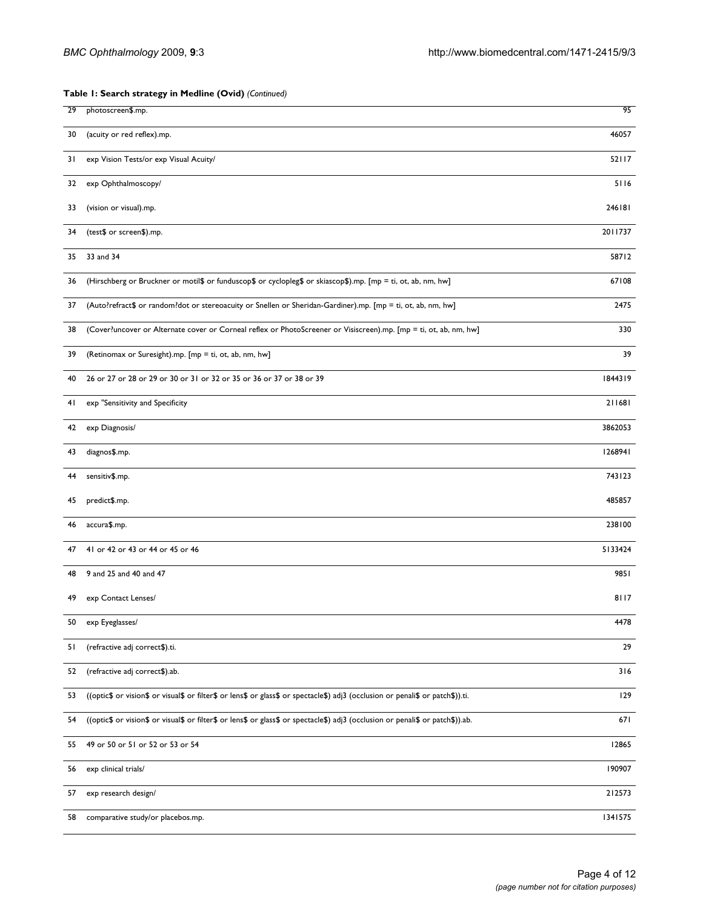**Table 1: Search strategy in Medline (Ovid)** *(Continued)*

| | | |
|---|---|---|
| 29 | photoscreen$.mp. | 95 |
| 30 | (acuity or red reflex).mp. | 46057 |
| 31 | exp Vision Tests/or exp Visual Acuity/ | 52117 |
| 32 | exp Ophthalmoscopy/ | 5116 |
| 33 | (vision or visual).mp. | 246181 |
| 34 | (test$ or screen$).mp. | 2011737 |
| 35 | 33 and 34 | 58712 |
| 36 | (Hirschberg or Bruckner or motil$ or funduscop$ or cyclopleg$ or skiascop$).mp. [mp = ti, ot, ab, nm, hw] | 67108 |
| 37 | (Auto?refract$ or random?dot or stereoacuity or Snellen or Sheridan-Gardiner).mp. [mp = ti, ot, ab, nm, hw] | 2475 |
| 38 | (Cover?uncover or Alternate cover or Corneal reflex or PhotoScreener or Visiscreen).mp. [mp = ti, ot, ab, nm, hw] | 330 |
| 39 | (Retinomax or Suresight).mp. [mp = ti, ot, ab, nm, hw] | 39 |
| 40 | 26 or 27 or 28 or 29 or 30 or 31 or 32 or 35 or 36 or 37 or 38 or 39 | 1844319 |
| 41 | exp "Sensitivity and Specificity | 211681 |
| 42 | exp Diagnosis/ | 3862053 |
| 43 | diagnos$.mp. | 1268941 |
| 44 | sensitiv$.mp. | 743123 |
| 45 | predict$.mp. | 485857 |
| 46 | accura$.mp. | 238100 |
| 47 | 41 or 42 or 43 or 44 or 45 or 46 | 5133424 |
| 48 | 9 and 25 and 40 and 47 | 9851 |
| 49 | exp Contact Lenses/ | 8117 |
| 50 | exp Eyeglasses/ | 4478 |
| 51 | (refractive adj correct$).ti. | 29 |
| 52 | (refractive adj correct$).ab. | 316 |
| 53 | ((optic$ or vision$ or visual$ or filter$ or lens$ or glass$ or spectacle$) adj3 (occlusion or penali$ or patch$)).ti. | 129 |
| 54 | ((optic$ or vision$ or visual$ or filter$ or lens$ or glass$ or spectacle$) adj3 (occlusion or penali$ or patch$)).ab. | 671 |
| 55 | 49 or 50 or 51 or 52 or 53 or 54 | 12865 |
| 56 | exp clinical trials/ | 190907 |
| 57 | exp research design/ | 212573 |
| 58 | comparative study/or placebos.mp. | 1341575 |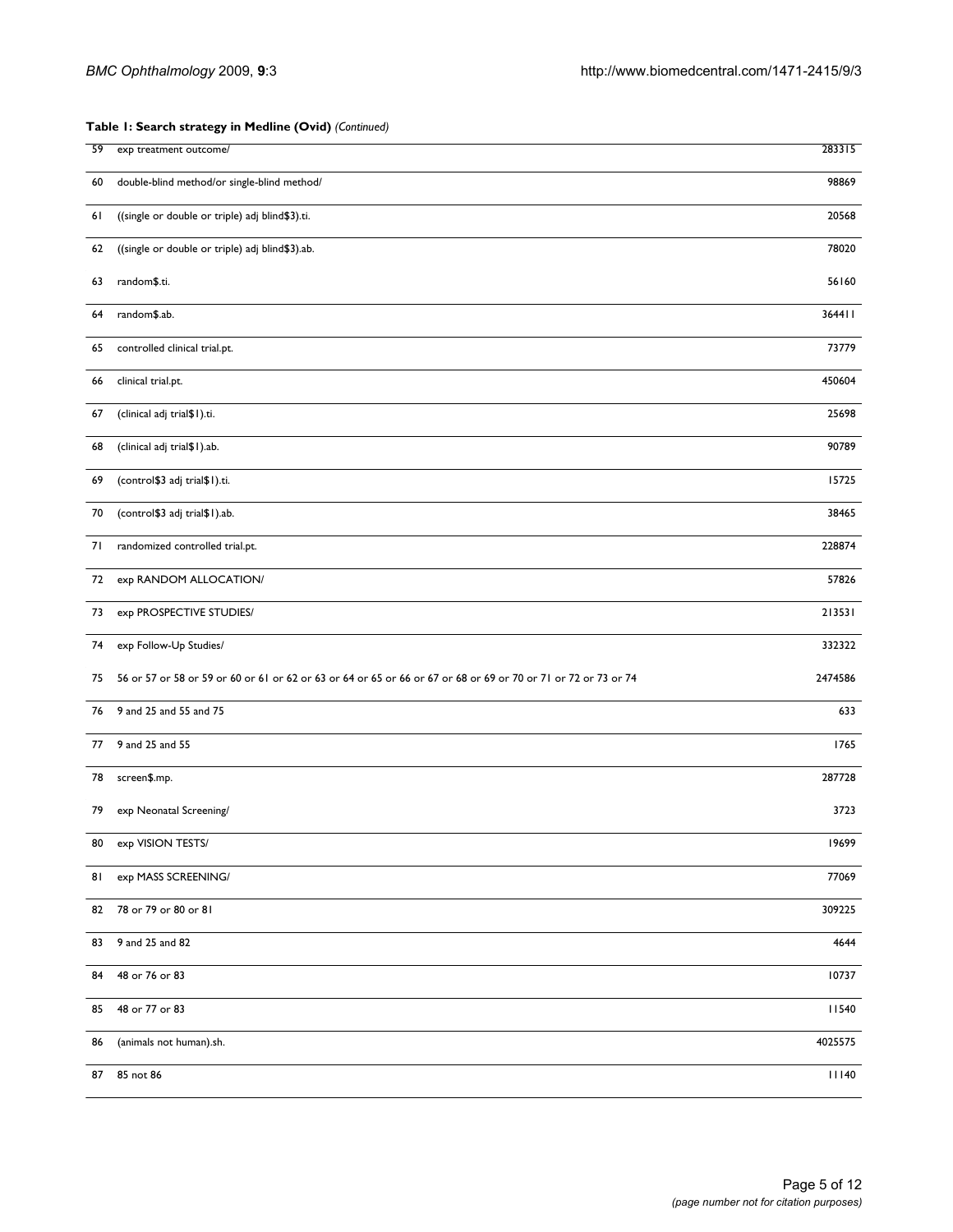**Table 1: Search strategy in Medline (Ovid)** *(Continued)*

| | | |
|---|---|---|
| 59 | exp treatment outcome/ | 283315 |
| 60 | double-blind method/or single-blind method/ | 98869 |
| 61 | ((single or double or triple) adj blind$3).ti. | 20568 |
| 62 | ((single or double or triple) adj blind$3).ab. | 78020 |
| 63 | random$.ti. | 56160 |
| 64 | random$.ab. | 364411 |
| 65 | controlled clinical trial.pt. | 73779 |
| 66 | clinical trial.pt. | 450604 |
| 67 | (clinical adj trial$1).ti. | 25698 |
| 68 | (clinical adj trial$1).ab. | 90789 |
| 69 | (control$3 adj trial$1).ti. | 15725 |
| 70 | (control$3 adj trial$1).ab. | 38465 |
| 71 | randomized controlled trial.pt. | 228874 |
| 72 | exp RANDOM ALLOCATION/ | 57826 |
| 73 | exp PROSPECTIVE STUDIES/ | 213531 |
| 74 | exp Follow-Up Studies/ | 332322 |
| 75 | 56 or 57 or 58 or 59 or 60 or 61 or 62 or 63 or 64 or 65 or 66 or 67 or 68 or 69 or 70 or 71 or 72 or 73 or 74 | 2474586 |
| 76 | 9 and 25 and 55 and 75 | 633 |
| 77 | 9 and 25 and 55 | 1765 |
| 78 | screen$.mp. | 287728 |
| 79 | exp Neonatal Screening/ | 3723 |
| 80 | exp VISION TESTS/ | 19699 |
| 81 | exp MASS SCREENING/ | 77069 |
| 82 | 78 or 79 or 80 or 81 | 309225 |
| 83 | 9 and 25 and 82 | 4644 |
| 84 | 48 or 76 or 83 | 10737 |
| 85 | 48 or 77 or 83 | 11540 |
| 86 | (animals not human).sh. | 4025575 |
| 87 | 85 not 86 | 11140 |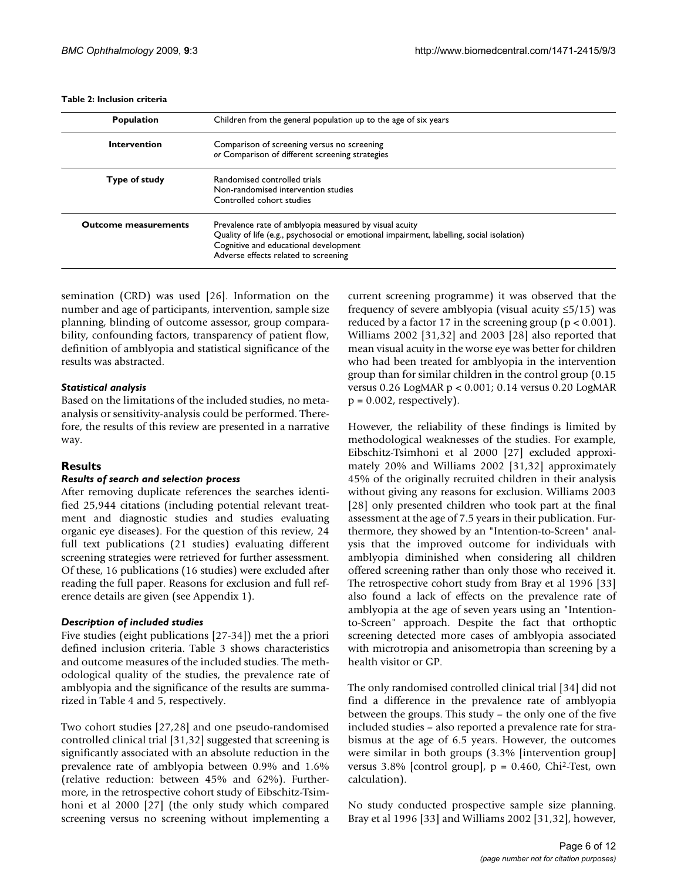**Table 2: Inclusion criteria**

| | |
|---|---|
| **Population** | Children from the general population up to the age of six years |
| **Intervention** | Comparison of screening versus no screening<br>*or* Comparison of different screening strategies |
| **Type of study** | Randomised controlled trials<br>Non-randomised intervention studies<br>Controlled cohort studies |
| **Outcome measurements** | Prevalence rate of amblyopia measured by visual acuity<br>Quality of life (e.g., psychosocial or emotional impairment, labelling, social isolation)<br>Cognitive and educational development<br>Adverse effects related to screening |

semination (CRD) was used [26]. Information on the number and age of participants, intervention, sample size planning, blinding of outcome assessor, group comparability, confounding factors, transparency of patient flow, definition of amblyopia and statistical significance of the results was abstracted.

### *Statistical analysis*

Based on the limitations of the included studies, no meta-analysis or sensitivity-analysis could be performed. Therefore, the results of this review are presented in a narrative way.

## Results

### *Results of search and selection process*

After removing duplicate references the searches identified 25,944 citations (including potential relevant treatment and diagnostic studies and studies evaluating organic eye diseases). For the question of this review, 24 full text publications (21 studies) evaluating different screening strategies were retrieved for further assessment. Of these, 16 publications (16 studies) were excluded after reading the full paper. Reasons for exclusion and full reference details are given (see Appendix 1).

### *Description of included studies*

Five studies (eight publications [27-34]) met the a priori defined inclusion criteria. Table 3 shows characteristics and outcome measures of the included studies. The methodological quality of the studies, the prevalence rate of amblyopia and the significance of the results are summarized in Table 4 and 5, respectively.

Two cohort studies [27,28] and one pseudo-randomised controlled clinical trial [31,32] suggested that screening is significantly associated with an absolute reduction in the prevalence rate of amblyopia between 0.9% and 1.6% (relative reduction: between 45% and 62%). Furthermore, in the retrospective cohort study of Eibschitz-Tsimhoni et al 2000 [27] (the only study which compared screening versus no screening without implementing a current screening programme) it was observed that the frequency of severe amblyopia (visual acuity ≤5/15) was reduced by a factor 17 in the screening group ($p < 0.001$). Williams 2002 [31,32] and 2003 [28] also reported that mean visual acuity in the worse eye was better for children who had been treated for amblyopia in the intervention group than for similar children in the control group (0.15 versus 0.26 LogMAR $p < 0.001$; 0.14 versus 0.20 LogMAR $p = 0.002$, respectively).

However, the reliability of these findings is limited by methodological weaknesses of the studies. For example, Eibschitz-Tsimhoni et al 2000 [27] excluded approximately 20% and Williams 2002 [31,32] approximately 45% of the originally recruited children in their analysis without giving any reasons for exclusion. Williams 2003 [28] only presented children who took part at the final assessment at the age of 7.5 years in their publication. Furthermore, they showed by an "Intention-to-Screen" analysis that the improved outcome for individuals with amblyopia diminished when considering all children offered screening rather than only those who received it. The retrospective cohort study from Bray et al 1996 [33] also found a lack of effects on the prevalence rate of amblyopia at the age of seven years using an "Intention-to-Screen" approach. Despite the fact that orthoptic screening detected more cases of amblyopia associated with microtropia and anisometropia than screening by a health visitor or GP.

The only randomised controlled clinical trial [34] did not find a difference in the prevalence rate of amblyopia between the groups. This study – the only one of the five included studies – also reported a prevalence rate for strabismus at the age of 6.5 years. However, the outcomes were similar in both groups (3.3% [intervention group] versus 3.8% [control group], $p = 0.460$, $Chi^2$-Test, own calculation).

No study conducted prospective sample size planning. Bray et al 1996 [33] and Williams 2002 [31,32], however,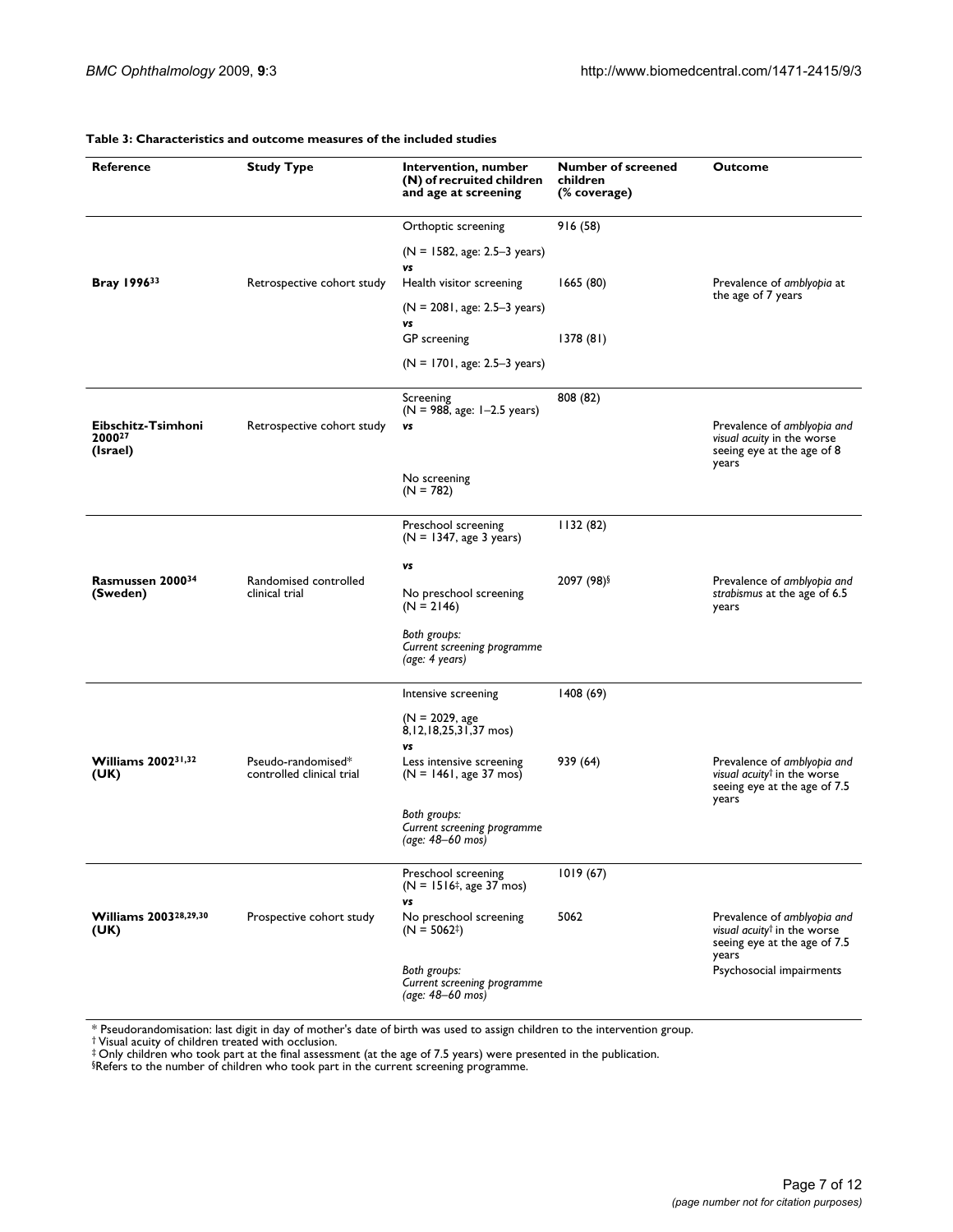**Table 3: Characteristics and outcome measures of the included studies**

| Reference | Study Type | Intervention, number (N) of recruited children and age at screening | Number of screened children (% coverage) | Outcome |
| --- | --- | --- | --- | --- |
| **Bray 1996**[33] | Retrospective cohort study | Orthoptic screening (N = 1582, age: 2.5–3 years) *vs* Health visitor screening (N = 2081, age: 2.5–3 years) *vs* GP screening (N = 1701, age: 2.5–3 years) | 916 (58) / 1665 (80) / 1378 (81) | Prevalence of *amblyopia* at the age of 7 years |
| **Eibschitz-Tsimhoni 2000**[27] **(Israel)** | Retrospective cohort study | Screening (N = 988, age: 1–2.5 years) *vs* No screening (N = 782) | 808 (82) | Prevalence of *amblyopia and visual acuity* in the worse seeing eye at the age of 8 years |
| **Rasmussen 2000**[34] **(Sweden)** | Randomised controlled clinical trial | Preschool screening (N = 1347, age 3 years) *vs* No preschool screening (N = 2146) *Both groups: Current screening programme (age: 4 years)* | 1132 (82) / 2097 (98)§ | Prevalence of *amblyopia and strabismus* at the age of 6.5 years |
| **Williams 2002**[31,32] **(UK)** | Pseudo-randomised* controlled clinical trial | Intensive screening (N = 2029, age 8,12,18,25,31,37 mos) *vs* Less intensive screening (N = 1461, age 37 mos) *Both groups: Current screening programme (age: 48–60 mos)* | 1408 (69) / 939 (64) | Prevalence of *amblyopia and visual acuity*† in the worse seeing eye at the age of 7.5 years |
| **Williams 2003**[28,29,30] **(UK)** | Prospective cohort study | Preschool screening (N = 1516‡, age 37 mos) *vs* No preschool screening (N = 5062‡) *Both groups: Current screening programme (age: 48–60 mos)* | 1019 (67) / 5062 | Prevalence of *amblyopia and visual acuity*† in the worse seeing eye at the age of 7.5 years; Psychosocial impairments |

\* Pseudorandomisation: last digit in day of mother's date of birth was used to assign children to the intervention group.
† Visual acuity of children treated with occlusion.
‡ Only children who took part at the final assessment (at the age of 7.5 years) were presented in the publication.
§Refers to the number of children who took part in the current screening programme.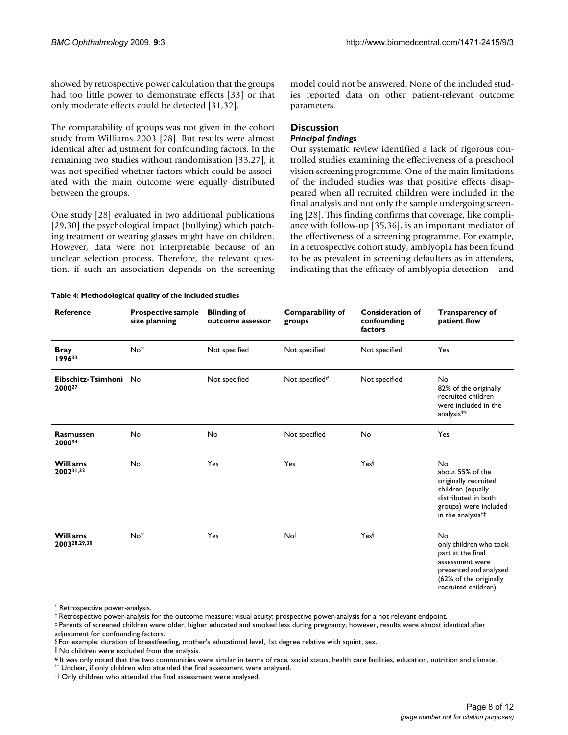showed by retrospective power calculation that the groups had too little power to demonstrate effects [33] or that only moderate effects could be detected [31,32].

The comparability of groups was not given in the cohort study from Williams 2003 [28]. But results were almost identical after adjustment for confounding factors. In the remaining two studies without randomisation [33,27], it was not specified whether factors which could be associated with the main outcome were equally distributed between the groups.

One study [28] evaluated in two additional publications [29,30] the psychological impact (bullying) which patching treatment or wearing glasses might have on children. However, data were not interpretable because of an unclear selection process. Therefore, the relevant question, if such an association depends on the screening model could not be answered. None of the included studies reported data on other patient-relevant outcome parameters.

## Discussion

### *Principal findings*

Our systematic review identified a lack of rigorous controlled studies examining the effectiveness of a preschool vision screening programme. One of the main limitations of the included studies was that positive effects disappeared when all recruited children were included in the final analysis and not only the sample undergoing screening [28]. This finding confirms that coverage, like compliance with follow-up [35,36], is an important mediator of the effectiveness of a screening programme. For example, in a retrospective cohort study, amblyopia has been found to be as prevalent in screening defaulters as in attenders, indicating that the efficacy of amblyopia detection – and

**Table 4: Methodological quality of the included studies**

| Reference | Prospective sample size planning | Blinding of outcome assessor | Comparability of groups | Consideration of confounding factors | Transparency of patient flow |
|---|---|---|---|---|---|
| **Bray 1996**[33] | No* | Not specified | Not specified | Not specified | Yes‖ |
| **Eibschitz-Tsimhoni 2000**[27] | No | Not specified | Not specified# | Not specified | No 82% of the originally recruited children were included in the analysis** |
| **Rasmussen 2000**[34] | No | No | Not specified | No | Yes‖ |
| **Williams 2002**[31,32] | No† | Yes | Yes | Yes§ | No about 55% of the originally recruited children (equally distributed in both groups) were included in the analysis†† |
| **Williams 2003**[28,29,30] | No* | Yes | No‡ | Yes§ | No only children who took part at the final assessment were presented and analysed (62% of the originally recruited children) |

\* Retrospective power-analysis.
† Retrospective power-analysis for the outcome measure: visual acuity; prospective power-analysis for a not relevant endpoint.
‡ Parents of screened children were older, higher educated and smoked less during pregnancy; however, results were almost identical after adjustment for confounding factors.
§ For example: duration of breastfeeding, mother's educational level, 1st degree relative with squint, sex.
‖ No children were excluded from the analysis.
# It was only noted that the two communities were similar in terms of race, social status, health care facilities, education, nutrition and climate.
** Unclear, if only children who attended the final assessment were analysed.
†† Only children who attended the final assessment were analysed.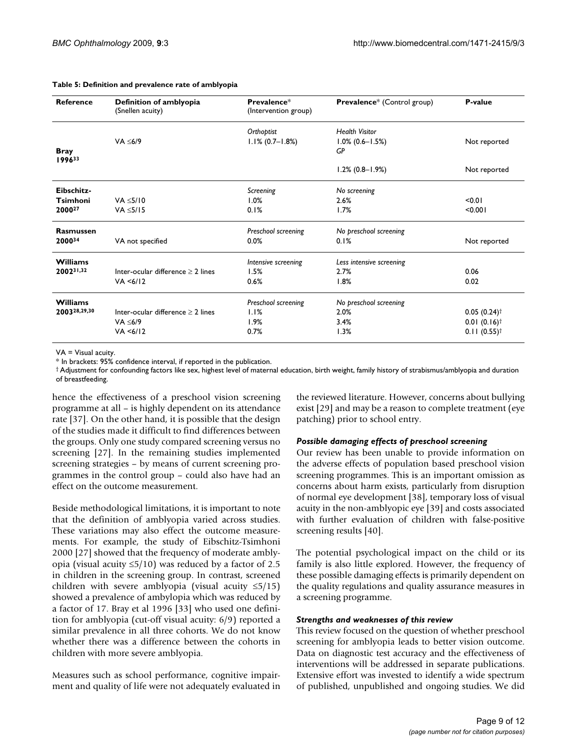**Table 5: Definition and prevalence rate of amblyopia**

| Reference | Definition of amblyopia (Snellen acuity) | Prevalence* (Intervention group) | Prevalence* (Control group) | P-value |
| --- | --- | --- | --- | --- |
| Bray 1996[33] | | *Orthoptist* | *Health Visitor* | |
| | VA ≤6/9 | 1.1% (0.7–1.8%) | 1.0% (0.6–1.5%) | Not reported |
| | | | *GP* | |
| | | | 1.2% (0.8–1.9%) | Not reported |
| Eibschitz-Tsimhoni 2000[27] | | *Screening* | *No screening* | |
| | VA ≤5/10 | 1.0% | 2.6% | <0.01 |
| | VA ≤5/15 | 0.1% | 1.7% | <0.001 |
| Rasmussen 2000[34] | | *Preschool screening* | *No preschool screening* | |
| | VA not specified | 0.0% | 0.1% | Not reported |
| Williams 2002[31,32] | | *Intensive screening* | *Less intensive screening* | |
| | Inter-ocular difference ≥ 2 lines | 1.5% | 2.7% | 0.06 |
| | VA <6/12 | 0.6% | 1.8% | 0.02 |
| Williams 2003[28,29,30] | | *Preschool screening* | *No preschool screening* | |
| | Inter-ocular difference ≥ 2 lines | 1.1% | 2.0% | 0.05 (0.24)† |
| | VA ≤6/9 | 1.9% | 3.4% | 0.01 (0.16)† |
| | VA <6/12 | 0.7% | 1.3% | 0.11 (0.55)† |

VA = Visual acuity.

* In brackets: 95% confidence interval, if reported in the publication.

† Adjustment for confounding factors like sex, highest level of maternal education, birth weight, family history of strabismus/amblyopia and duration of breastfeeding.

hence the effectiveness of a preschool vision screening programme at all – is highly dependent on its attendance rate [37]. On the other hand, it is possible that the design of the studies made it difficult to find differences between the groups. Only one study compared screening versus no screening [27]. In the remaining studies implemented screening strategies – by means of current screening programmes in the control group – could also have had an effect on the outcome measurement.

Beside methodological limitations, it is important to note that the definition of amblyopia varied across studies. These variations may also effect the outcome measurements. For example, the study of Eibschitz-Tsimhoni 2000 [27] showed that the frequency of moderate amblyopia (visual acuity ≤5/10) was reduced by a factor of 2.5 in children in the screening group. In contrast, screened children with severe amblyopia (visual acuity ≤5/15) showed a prevalence of amblyopia which was reduced by a factor of 17. Bray et al 1996 [33] who used one definition for amblyopia (cut-off visual acuity: 6/9) reported a similar prevalence in all three cohorts. We do not know whether there was a difference between the cohorts in children with more severe amblyopia.

Measures such as school performance, cognitive impairment and quality of life were not adequately evaluated in the reviewed literature. However, concerns about bullying exist [29] and may be a reason to complete treatment (eye patching) prior to school entry.

### *Possible damaging effects of preschool screening*

Our review has been unable to provide information on the adverse effects of population based preschool vision screening programmes. This is an important omission as concerns about harm exists, particularly from disruption of normal eye development [38], temporary loss of visual acuity in the non-amblyopic eye [39] and costs associated with further evaluation of children with false-positive screening results [40].

The potential psychological impact on the child or its family is also little explored. However, the frequency of these possible damaging effects is primarily dependent on the quality regulations and quality assurance measures in a screening programme.

### *Strengths and weaknesses of this review*

This review focused on the question of whether preschool screening for amblyopia leads to better vision outcome. Data on diagnostic test accuracy and the effectiveness of interventions will be addressed in separate publications. Extensive effort was invested to identify a wide spectrum of published, unpublished and ongoing studies. We did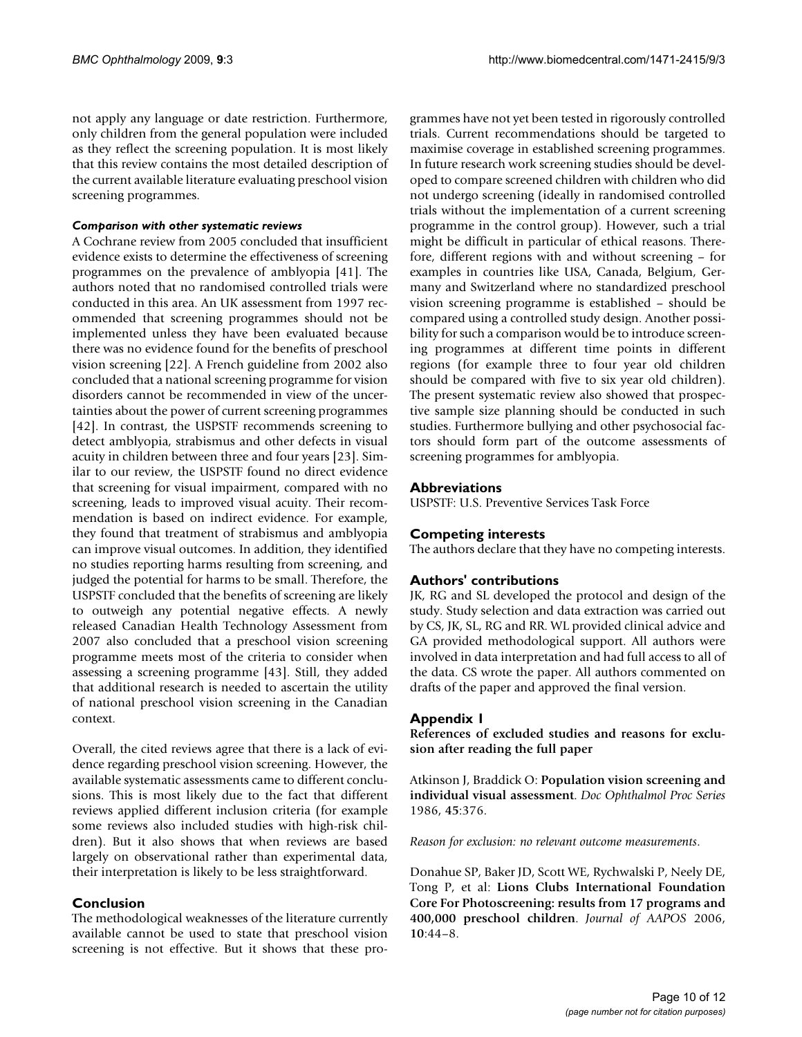not apply any language or date restriction. Furthermore, only children from the general population were included as they reflect the screening population. It is most likely that this review contains the most detailed description of the current available literature evaluating preschool vision screening programmes.

#### *Comparison with other systematic reviews*

A Cochrane review from 2005 concluded that insufficient evidence exists to determine the effectiveness of screening programmes on the prevalence of amblyopia [41]. The authors noted that no randomised controlled trials were conducted in this area. An UK assessment from 1997 recommended that screening programmes should not be implemented unless they have been evaluated because there was no evidence found for the benefits of preschool vision screening [22]. A French guideline from 2002 also concluded that a national screening programme for vision disorders cannot be recommended in view of the uncertainties about the power of current screening programmes [42]. In contrast, the USPSTF recommends screening to detect amblyopia, strabismus and other defects in visual acuity in children between three and four years [23]. Similar to our review, the USPSTF found no direct evidence that screening for visual impairment, compared with no screening, leads to improved visual acuity. Their recommendation is based on indirect evidence. For example, they found that treatment of strabismus and amblyopia can improve visual outcomes. In addition, they identified no studies reporting harms resulting from screening, and judged the potential for harms to be small. Therefore, the USPSTF concluded that the benefits of screening are likely to outweigh any potential negative effects. A newly released Canadian Health Technology Assessment from 2007 also concluded that a preschool vision screening programme meets most of the criteria to consider when assessing a screening programme [43]. Still, they added that additional research is needed to ascertain the utility of national preschool vision screening in the Canadian context.

Overall, the cited reviews agree that there is a lack of evidence regarding preschool vision screening. However, the available systematic assessments came to different conclusions. This is most likely due to the fact that different reviews applied different inclusion criteria (for example some reviews also included studies with high-risk children). But it also shows that when reviews are based largely on observational rather than experimental data, their interpretation is likely to be less straightforward.

## Conclusion

The methodological weaknesses of the literature currently available cannot be used to state that preschool vision screening is not effective. But it shows that these programmes have not yet been tested in rigorously controlled trials. Current recommendations should be targeted to maximise coverage in established screening programmes. In future research work screening studies should be developed to compare screened children with children who did not undergo screening (ideally in randomised controlled trials without the implementation of a current screening programme in the control group). However, such a trial might be difficult in particular of ethical reasons. Therefore, different regions with and without screening – for examples in countries like USA, Canada, Belgium, Germany and Switzerland where no standardized preschool vision screening programme is established – should be compared using a controlled study design. Another possibility for such a comparison would be to introduce screening programmes at different time points in different regions (for example three to four year old children should be compared with five to six year old children). The present systematic review also showed that prospective sample size planning should be conducted in such studies. Furthermore bullying and other psychosocial factors should form part of the outcome assessments of screening programmes for amblyopia.

## Abbreviations

USPSTF: U.S. Preventive Services Task Force

## Competing interests

The authors declare that they have no competing interests.

## Authors' contributions

JK, RG and SL developed the protocol and design of the study. Study selection and data extraction was carried out by CS, JK, SL, RG and RR. WL provided clinical advice and GA provided methodological support. All authors were involved in data interpretation and had full access to all of the data. CS wrote the paper. All authors commented on drafts of the paper and approved the final version.

## Appendix 1

**References of excluded studies and reasons for exclusion after reading the full paper**

Atkinson J, Braddick O: **Population vision screening and individual visual assessment**. *Doc Ophthalmol Proc Series* 1986, **45**:376.

*Reason for exclusion: no relevant outcome measurements*.

Donahue SP, Baker JD, Scott WE, Rychwalski P, Neely DE, Tong P, et al: **Lions Clubs International Foundation Core For Photoscreening: results from 17 programs and 400,000 preschool children**. *Journal of AAPOS* 2006, **10**:44–8.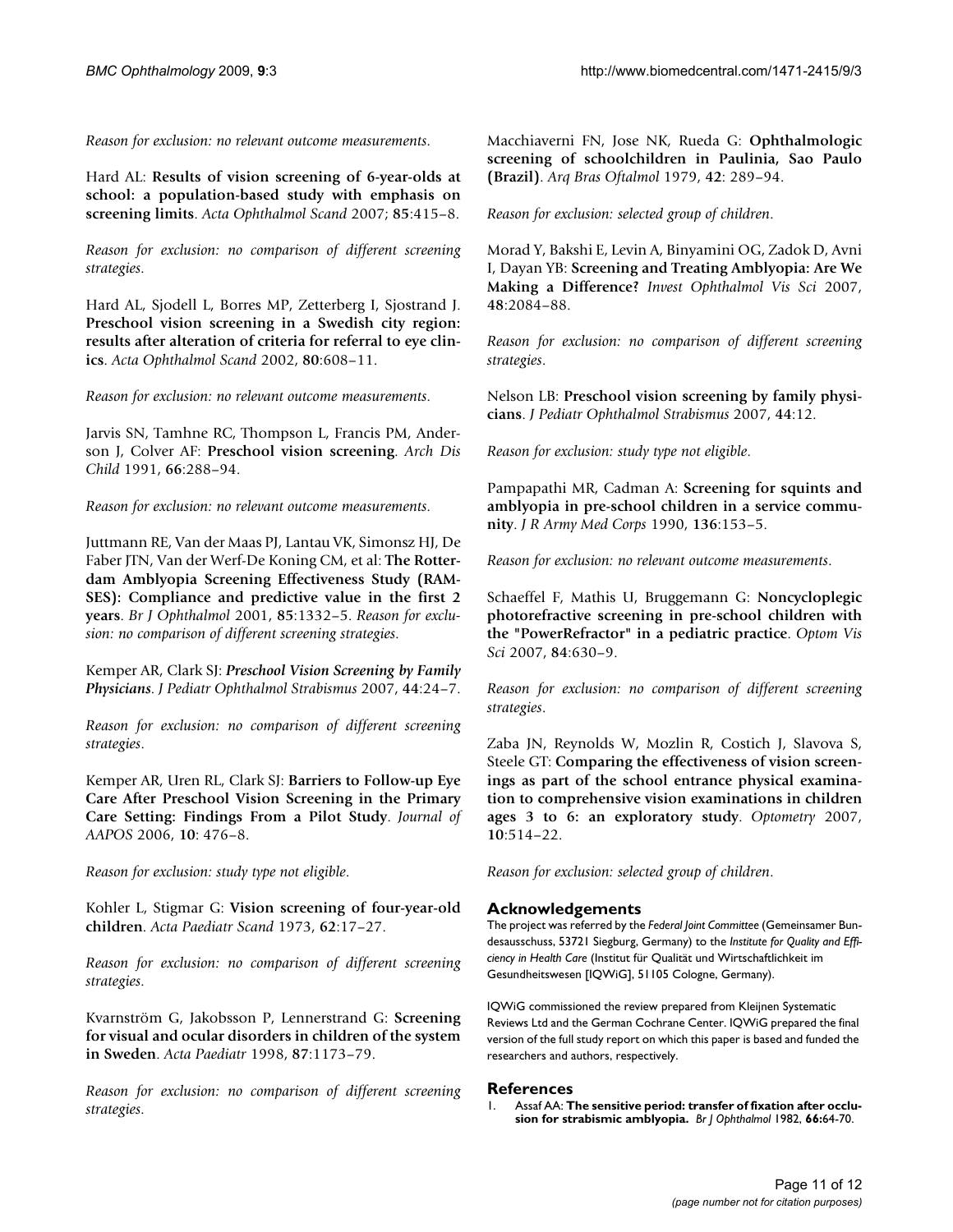*Reason for exclusion: no relevant outcome measurements.*

Hard AL: **Results of vision screening of 6-year-olds at school: a population-based study with emphasis on screening limits**. *Acta Ophthalmol Scand* 2007; **85**:415–8.

*Reason for exclusion: no comparison of different screening strategies.*

Hard AL, Sjodell L, Borres MP, Zetterberg I, Sjostrand J. **Preschool vision screening in a Swedish city region: results after alteration of criteria for referral to eye clinics**. *Acta Ophthalmol Scand* 2002, **80**:608–11.

*Reason for exclusion: no relevant outcome measurements.*

Jarvis SN, Tamhne RC, Thompson L, Francis PM, Anderson J, Colver AF: **Preschool vision screening**. *Arch Dis Child* 1991, **66**:288–94.

*Reason for exclusion: no relevant outcome measurements.*

Juttmann RE, Van der Maas PJ, Lantau VK, Simonsz HJ, De Faber JTN, Van der Werf-De Koning CM, et al: **The Rotterdam Amblyopia Screening Effectiveness Study (RAMSES): Compliance and predictive value in the first 2 years**. *Br J Ophthalmol* 2001, **85**:1332–5. *Reason for exclusion: no comparison of different screening strategies.*

Kemper AR, Clark SJ: ***Preschool Vision Screening by Family Physicians***. *J Pediatr Ophthalmol Strabismus* 2007, **44**:24–7.

*Reason for exclusion: no comparison of different screening strategies.*

Kemper AR, Uren RL, Clark SJ: **Barriers to Follow-up Eye Care After Preschool Vision Screening in the Primary Care Setting: Findings From a Pilot Study**. *Journal of AAPOS* 2006, **10**: 476–8.

*Reason for exclusion: study type not eligible.*

Kohler L, Stigmar G: **Vision screening of four-year-old children**. *Acta Paediatr Scand* 1973, **62**:17–27.

*Reason for exclusion: no comparison of different screening strategies.*

Kvarnström G, Jakobsson P, Lennerstrand G: **Screening for visual and ocular disorders in children of the system in Sweden**. *Acta Paediatr* 1998, **87**:1173–79.

*Reason for exclusion: no comparison of different screening strategies.*

Macchiaverni FN, Jose NK, Rueda G: **Ophthalmologic screening of schoolchildren in Paulinia, Sao Paulo (Brazil)**. *Arq Bras Oftalmol* 1979, **42**: 289–94.

*Reason for exclusion: selected group of children.*

Morad Y, Bakshi E, Levin A, Binyamini OG, Zadok D, Avni I, Dayan YB: **Screening and Treating Amblyopia: Are We Making a Difference?** *Invest Ophthalmol Vis Sci* 2007, **48**:2084–88.

*Reason for exclusion: no comparison of different screening strategies.*

Nelson LB: **Preschool vision screening by family physicians**. *J Pediatr Ophthalmol Strabismus* 2007, **44**:12.

*Reason for exclusion: study type not eligible.*

Pampapathi MR, Cadman A: **Screening for squints and amblyopia in pre-school children in a service community**. *J R Army Med Corps* 1990, **136**:153–5.

*Reason for exclusion: no relevant outcome measurements.*

Schaeffel F, Mathis U, Bruggemann G: **Noncycloplegic photorefractive screening in pre-school children with the "PowerRefractor" in a pediatric practice**. *Optom Vis Sci* 2007, **84**:630–9.

*Reason for exclusion: no comparison of different screening strategies.*

Zaba JN, Reynolds W, Mozlin R, Costich J, Slavova S, Steele GT: **Comparing the effectiveness of vision screenings as part of the school entrance physical examination to comprehensive vision examinations in children ages 3 to 6: an exploratory study**. *Optometry* 2007, **10**:514–22.

*Reason for exclusion: selected group of children.*

## Acknowledgements

The project was referred by the *Federal Joint Committee* (Gemeinsamer Bundesausschuss, 53721 Siegburg, Germany) to the *Institute for Quality and Efficiency in Health Care* (Institut für Qualität und Wirtschaftlichkeit im Gesundheitswesen [IQWiG], 51105 Cologne, Germany).

IQWiG commissioned the review prepared from Kleijnen Systematic Reviews Ltd and the German Cochrane Center. IQWiG prepared the final version of the full study report on which this paper is based and funded the researchers and authors, respectively.

## References

1. Assaf AA: **The sensitive period: transfer of fixation after occlusion for strabismic amblyopia.** *Br J Ophthalmol* 1982, **66:**64-70.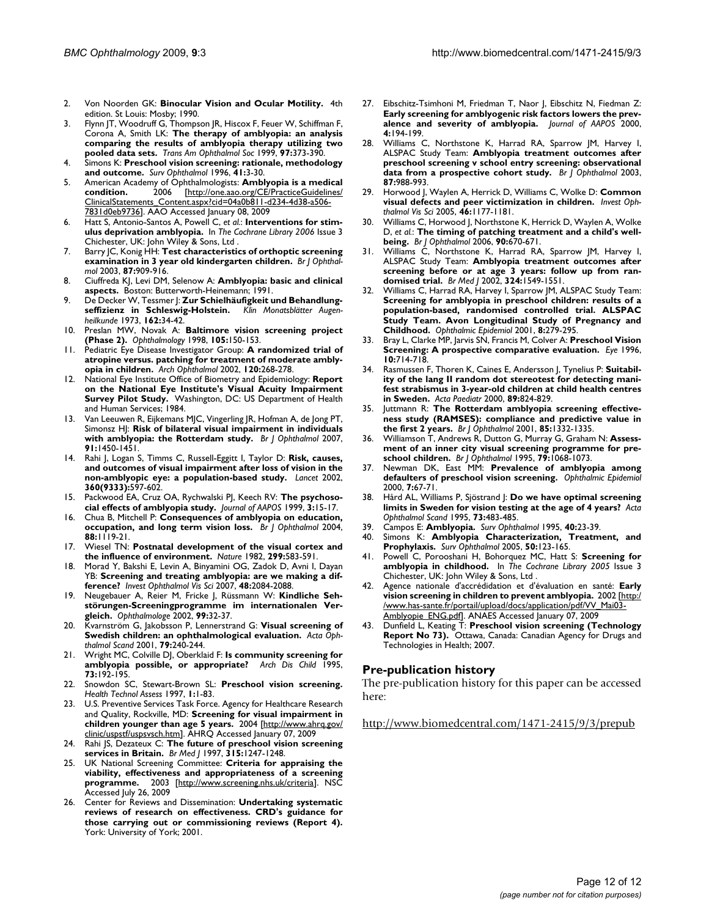2. Von Noorden GK: **Binocular Vision and Ocular Motility.** 4th edition. St Louis: Mosby; 1990.
3. Flynn JT, Woodruff G, Thompson JR, Hiscox F, Feuer W, Schiffman F, Corona A, Smith LK: **The therapy of amblyopia: an analysis comparing the results of amblyopia therapy utilizing two pooled data sets.** *Trans Am Ophthalmol Soc* 1999, **97:**373-390.
4. Simons K: **Preschool vision screening: rationale, methodology and outcome.** *Surv Ophthalmol* 1996, **41:**3-30.
5. American Academy of Ophthalmologists: **Amblyopia is a medical condition.** 2006 [http://one.aao.org/CE/PracticeGuidelines/ClinicalStatements_Content.aspx?cid=04a0b811-d234-4d38-a506-7831d0eb9736]. AAO Accessed January 08, 2009
6. Hatt S, Antonio-Santos A, Powell C, *et al.*: **Interventions for stimulus deprivation amblyopia.** In *The Cochrane Library 2006* Issue 3 Chichester, UK: John Wiley & Sons, Ltd .
7. Barry JC, Konig HH: **Test characteristics of orthoptic screening examination in 3 year old kindergarten children.** *Br J Ophthalmol* 2003, **87:**909-916.
8. Ciuffreda KJ, Levi DM, Selenow A: **Amblyopia: basic and clinical aspects.** Boston: Butterworth-Heinemann; 1991.
9. De Decker W, Tessmer J: **Zur Schielhäufigkeit und Behandlungseffizienz in Schleswig-Holstein.** *Klin Monatsblätter Augenheilkunde* 1973, **162:**34-42.
10. Preslan MW, Novak A: **Baltimore vision screening project (Phase 2).** *Ophthalmology* 1998, **105:**150-153.
11. Pediatric Eye Disease Investigator Group: **A randomized trial of atropine versus. patching for treatment of moderate amblyopia in children.** *Arch Ophthalmol* 2002, **120:**268-278.
12. National Eye Institute Office of Biometry and Epidemiology: **Report on the National Eye Institute's Visual Acuity Impairment Survey Pilot Study.** Washington, DC: US Department of Health and Human Services; 1984.
13. Van Leeuwen R, Eijkemans MJC, Vingerling JR, Hofman A, de Jong PT, Simonsz HJ: **Risk of bilateral visual impairment in individuals with amblyopia: the Rotterdam study.** *Br J Ophthalmol* 2007, **91:**1450-1451.
14. Rahi J, Logan S, Timms C, Russell-Eggitt I, Taylor D: **Risk, causes, and outcomes of visual impairment after loss of vision in the non-amblyopic eye: a population-based study.** *Lancet* 2002, **360(9333):**597-602.
15. Packwood EA, Cruz OA, Rychwalski PJ, Keech RV: **The psychosocial effects of amblyopia study.** *Journal of AAPOS* 1999, **3:**15-17.
16. Chua B, Mitchell P: **Consequences of amblyopia on education, occupation, and long term vision loss.** *Br J Ophthalmol* 2004, **88:**1119-21.
17. Wiesel TN: **Postnatal development of the visual cortex and the influence of environment.** *Nature* 1982, **299:**583-591.
18. Morad Y, Bakshi E, Levin A, Binyamini OG, Zadok D, Avni I, Dayan YB: **Screening and treating amblyopia: are we making a difference?** *Invest Ophthalmol Vis Sci* 2007, **48:**2084-2088.
19. Neugebauer A, Reier M, Fricke J, Rüssmann W: **Kindliche Sehstörungen-Screeningprogramme im internationalen Vergleich.** *Ophthalmologe* 2002, **99:**32-37.
20. Kvarnström G, Jakobsson P, Lennerstrand G: **Visual screening of Swedish children: an ophthalmological evaluation.** *Acta Ophthalmol Scand* 2001, **79:**240-244.
21. Wright MC, Colville DJ, Oberklaid F: **Is community screening for amblyopia possible, or appropriate?** *Arch Dis Child* 1995, **73:**192-195.
22. Snowdon SC, Stewart-Brown SL: **Preschool vision screening.** *Health Technol Assess* 1997, **1:**1-83.
23. U.S. Preventive Services Task Force. Agency for Healthcare Research and Quality, Rockville, MD: **Screening for visual impairment in children younger than age 5 years.** 2004 [http://www.ahrq.gov/clinic/uspstf/uspsvsch.htm]. AHRQ Accessed January 07, 2009
24. Rahi JS, Dezateux C: **The future of preschool vision screening services in Britain.** *Br Med J* 1997, **315:**1247-1248.
25. UK National Screening Committee: **Criteria for appraising the viability, effectiveness and appropriateness of a screening programme.** 2003 [http://www.screening.nhs.uk/criteria]. NSC Accessed July 26, 2009
26. Center for Reviews and Dissemination: **Undertaking systematic reviews of research on effectiveness. CRD's guidance for those carrying out or commissioning reviews (Report 4).** York: University of York; 2001.
27. Eibschitz-Tsimhoni M, Friedman T, Naor J, Eibschitz N, Fiedman Z: **Early screening for amblyogenic risk factors lowers the prevalence and severity of amblyopia.** *Journal of AAPOS* 2000, **4:**194-199.
28. Williams C, Northstone K, Harrad RA, Sparrow JM, Harvey I, ALSPAC Study Team: **Amblyopia treatment outcomes after preschool screening v school entry screening: observational data from a prospective cohort study.** *Br J Ophthalmol* 2003, **87:**988-993.
29. Horwood J, Waylen A, Herrick D, Williams C, Wolke D: **Common visual defects and peer victimization in children.** *Invest Ophthalmol Vis Sci* 2005, **46:**1177-1181.
30. Williams C, Horwood J, Northstone K, Herrick D, Waylen A, Wolke D, *et al.*: **The timing of patching treatment and a child's wellbeing.** *Br J Ophthalmol* 2006, **90:**670-671.
31. Williams C, Northstone K, Harrad RA, Sparrow JM, Harvey I, ALSPAC Study Team: **Amblyopia treatment outcomes after screening before or at age 3 years: follow up from randomised trial.** *Br Med J* 2002, **324:**1549-1551.
32. Williams C, Harrad RA, Harvey I, Sparrow JM, ALSPAC Study Team: **Screening for amblyopia in preschool children: results of a population-based, randomised controlled trial. ALSPAC Study Team. Avon Longitudinal Study of Pregnancy and Childhood.** *Ophthalmic Epidemiol* 2001, **8:**279-295.
33. Bray L, Clarke MP, Jarvis SN, Francis M, Colver A: **Preschool Vision Screening: A prospective comparative evaluation.** *Eye* 1996, **10:**714-718.
34. Rasmussen F, Thoren K, Caines E, Andersson J, Tynelius P: **Suitability of the lang II random dot stereotest for detecting manifest strabismus in 3-year-old children at child health centres in Sweden.** *Acta Paediatr* 2000, **89:**824-829.
35. Juttmann R: **The Rotterdam amblyopia screening effectiveness study (RAMSES): compliance and predictive value in the first 2 years.** *Br J Ophthalmol* 2001, **85:**1332-1335.
36. Williamson T, Andrews R, Dutton G, Murray G, Graham N: **Assessment of an inner city visual screening programme for preschool children.** *Br J Ophthalmol* 1995, **79:**1068-1073.
37. Newman DK, East MM: **Prevalence of amblyopia among defaulters of preschool vision screening.** *Ophthalmic Epidemiol* 2000, **7:**67-71.
38. Hård AL, Williams P, Sjöstrand J: **Do we have optimal screening limits in Sweden for vision testing at the age of 4 years?** *Acta Ophthalmol Scand* 1995, **73:**483-485.
39. Campos E: **Amblyopia.** *Surv Ophthalmol* 1995, **40:**23-39.
40. Simons K: **Amblyopia Characterization, Treatment, and Prophylaxis.** *Surv Ophthalmol* 2005, **50:**123-165.
41. Powell C, Porooshani H, Bohorquez MC, Hatt S: **Screening for amblyopia in childhood.** In *The Cochrane Library 2005* Issue 3 Chichester, UK: John Wiley & Sons, Ltd .
42. Agence nationale d'accrédidation et d'évaluation en santé: **Early vision screening in children to prevent amblyopia.** 2002 [http://www.has-sante.fr/portail/upload/docs/application/pdf/VV_Mai03-Amblyopie_ENG.pdf]. ANAES Accessed January 07, 2009
43. Dunfield L, Keating T: **Preschool vision screening (Technology Report No 73).** Ottawa, Canada: Canadian Agency for Drugs and Technologies in Health; 2007.

## Pre-publication history

The pre-publication history for this paper can be accessed here:

http://www.biomedcentral.com/1471-2415/9/3/prepub